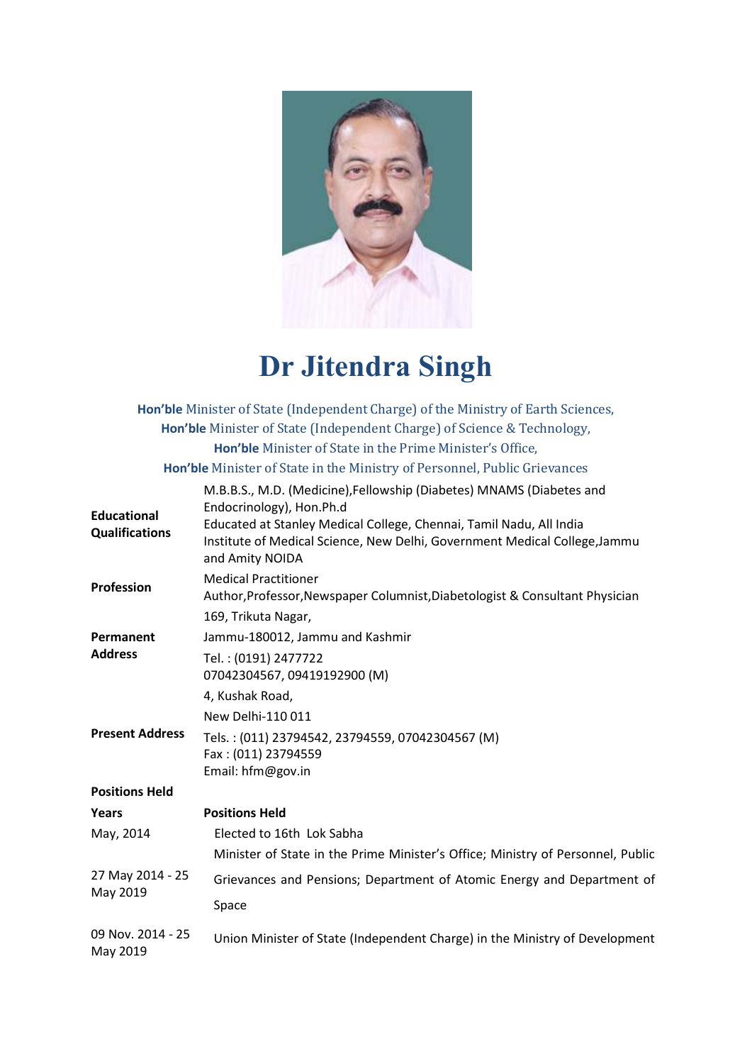# Dr Jitendra Singh

**Hon'ble** Minister of State (Independent Charge) of the Ministry of Earth Sciences,
**Hon'ble** Minister of State (Independent Charge) of Science & Technology,
**Hon'ble** Minister of State in the Prime Minister's Office,
**Hon'ble** Minister of State in the Ministry of Personnel, Public Grievances

| | |
|---|---|
| **Educational Qualifications** | M.B.B.S., M.D. (Medicine),Fellowship (Diabetes) MNAMS (Diabetes and Endocrinology), Hon.Ph.d<br>Educated at Stanley Medical College, Chennai, Tamil Nadu, All India Institute of Medical Science, New Delhi, Government Medical College,Jammu and Amity NOIDA |
| **Profession** | Medical Practitioner<br>Author,Professor,Newspaper Columnist,Diabetologist & Consultant Physician |
| **Permanent Address** | 169, Trikuta Nagar,<br>Jammu-180012, Jammu and Kashmir<br>Tel. : (0191) 2477722<br>07042304567, 09419192900 (M) |
| **Present Address** | 4, Kushak Road,<br>New Delhi-110 011<br>Tels. : (011) 23794542, 23794559, 07042304567 (M)<br>Fax : (011) 23794559<br>Email: hfm@gov.in |

**Positions Held**

| **Years** | **Positions Held** |
|---|---|
| May, 2014 | Elected to 16th Lok Sabha |
| 27 May 2014 - 25 May 2019 | Minister of State in the Prime Minister's Office; Ministry of Personnel, Public Grievances and Pensions; Department of Atomic Energy and Department of Space |
| 09 Nov. 2014 - 25 May 2019 | Union Minister of State (Independent Charge) in the Ministry of Development |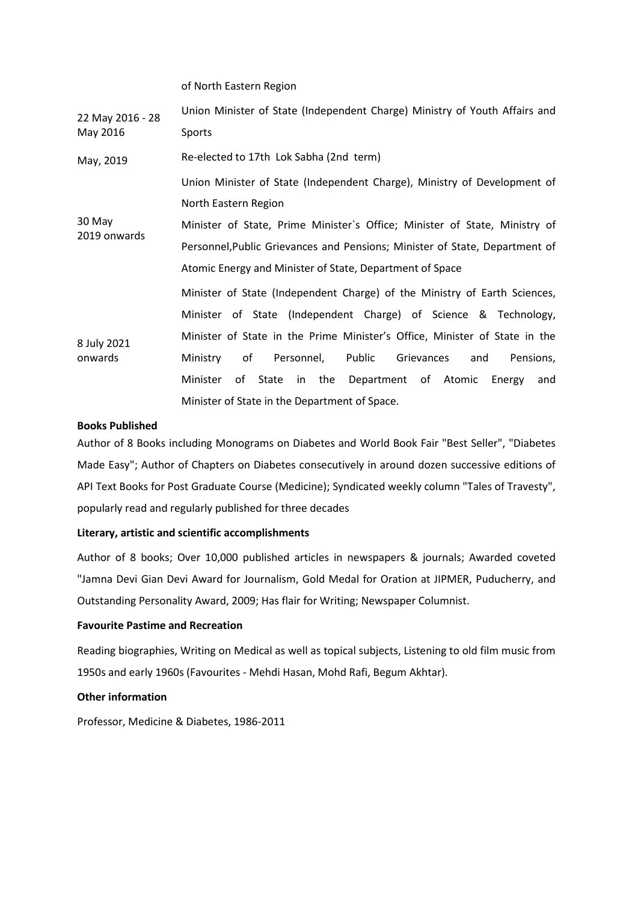| | |
|---|---|
| | of North Eastern Region |
| 22 May 2016 - 28 May 2016 | Union Minister of State (Independent Charge) Ministry of Youth Affairs and Sports |
| May, 2019 | Re-elected to 17th Lok Sabha (2nd term) |
| 30 May 2019 onwards | Union Minister of State (Independent Charge), Ministry of Development of North Eastern Region<br>Minister of State, Prime Minister`s Office; Minister of State, Ministry of Personnel,Public Grievances and Pensions; Minister of State, Department of Atomic Energy and Minister of State, Department of Space |
| 8 July 2021 onwards | Minister of State (Independent Charge) of the Ministry of Earth Sciences, Minister of State (Independent Charge) of Science & Technology, Minister of State in the Prime Minister's Office, Minister of State in the Ministry of Personnel, Public Grievances and Pensions, Minister of State in the Department of Atomic Energy and Minister of State in the Department of Space. |

**Books Published**

Author of 8 Books including Monograms on Diabetes and World Book Fair "Best Seller", "Diabetes Made Easy"; Author of Chapters on Diabetes consecutively in around dozen successive editions of API Text Books for Post Graduate Course (Medicine); Syndicated weekly column "Tales of Travesty", popularly read and regularly published for three decades

**Literary, artistic and scientific accomplishments**

Author of 8 books; Over 10,000 published articles in newspapers & journals; Awarded coveted "Jamna Devi Gian Devi Award for Journalism, Gold Medal for Oration at JIPMER, Puducherry, and Outstanding Personality Award, 2009; Has flair for Writing; Newspaper Columnist.

**Favourite Pastime and Recreation**

Reading biographies, Writing on Medical as well as topical subjects, Listening to old film music from 1950s and early 1960s (Favourites - Mehdi Hasan, Mohd Rafi, Begum Akhtar).

**Other information**

Professor, Medicine & Diabetes, 1986-2011